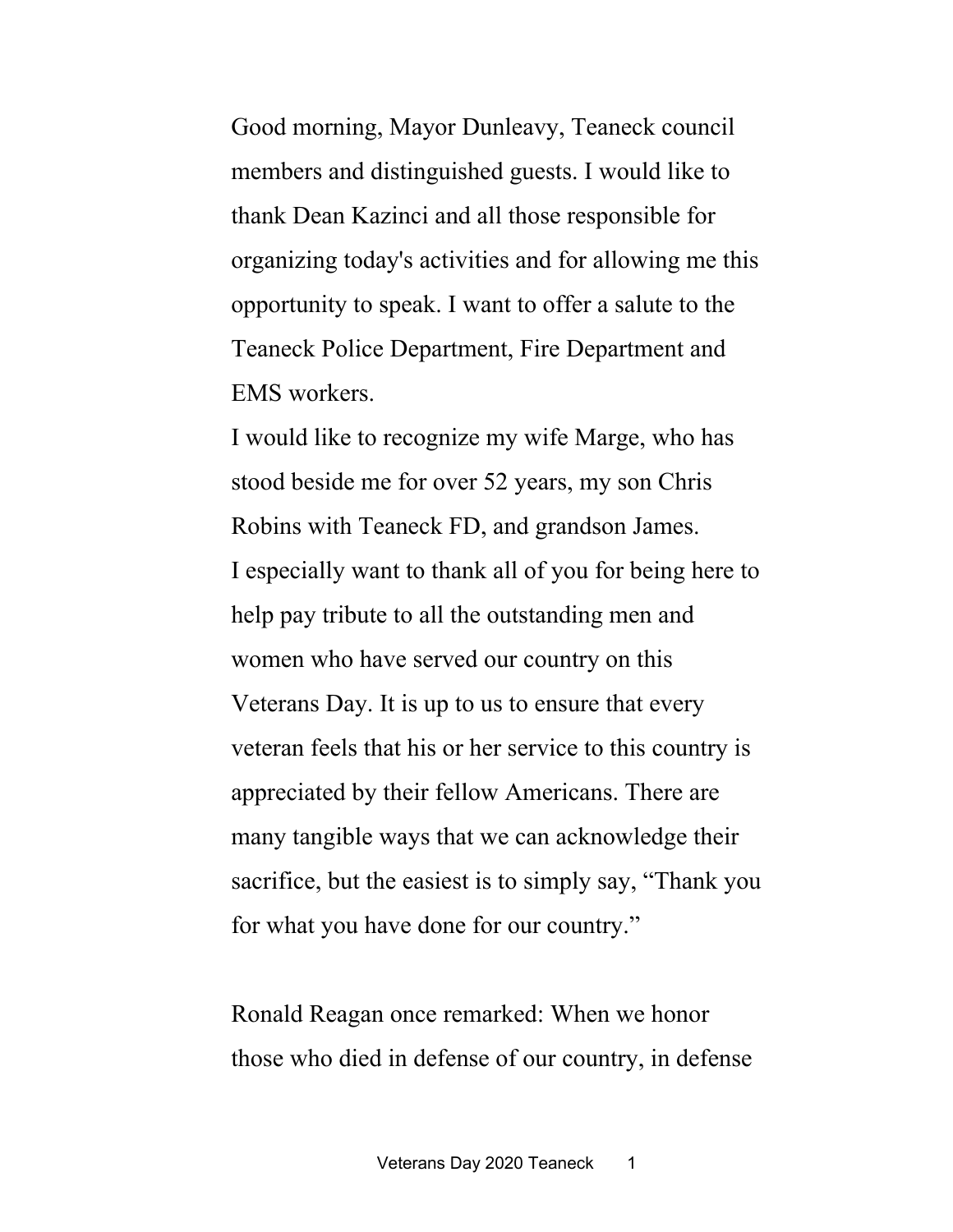Good morning, Mayor Dunleavy, Teaneck council members and distinguished guests. I would like to thank Dean Kazinci and all those responsible for organizing today's activities and for allowing me this opportunity to speak. I want to offer a salute to the Teaneck Police Department, Fire Department and EMS workers.

I would like to recognize my wife Marge, who has stood beside me for over 52 years, my son Chris Robins with Teaneck FD, and grandson James.

I especially want to thank all of you for being here to help pay tribute to all the outstanding men and women who have served our country on this Veterans Day. It is up to us to ensure that every veteran feels that his or her service to this country is appreciated by their fellow Americans. There are many tangible ways that we can acknowledge their sacrifice, but the easiest is to simply say, "Thank you for what you have done for our country."

Ronald Reagan once remarked: When we honor those who died in defense of our country, in defense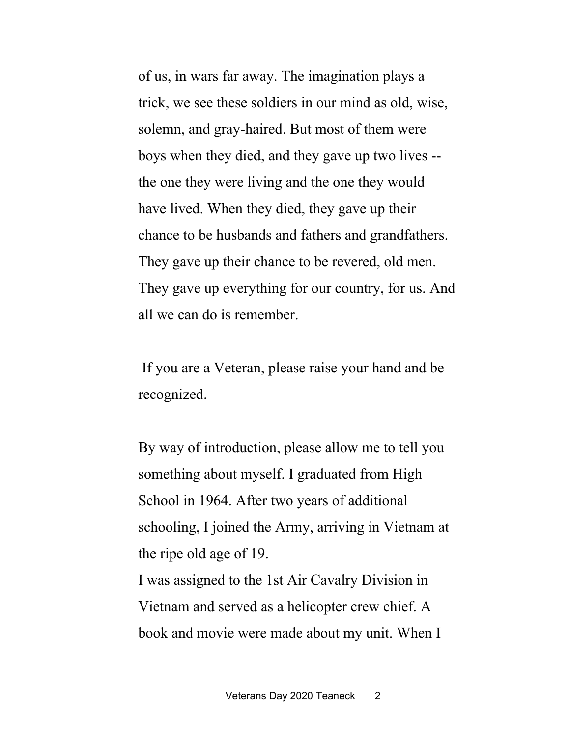of us, in wars far away. The imagination plays a trick, we see these soldiers in our mind as old, wise, solemn, and gray-haired. But most of them were boys when they died, and they gave up two lives -- the one they were living and the one they would have lived. When they died, they gave up their chance to be husbands and fathers and grandfathers. They gave up their chance to be revered, old men. They gave up everything for our country, for us. And all we can do is remember.

If you are a Veteran, please raise your hand and be recognized.

By way of introduction, please allow me to tell you something about myself. I graduated from High School in 1964. After two years of additional schooling, I joined the Army, arriving in Vietnam at the ripe old age of 19.

I was assigned to the 1st Air Cavalry Division in Vietnam and served as a helicopter crew chief. A book and movie were made about my unit. When I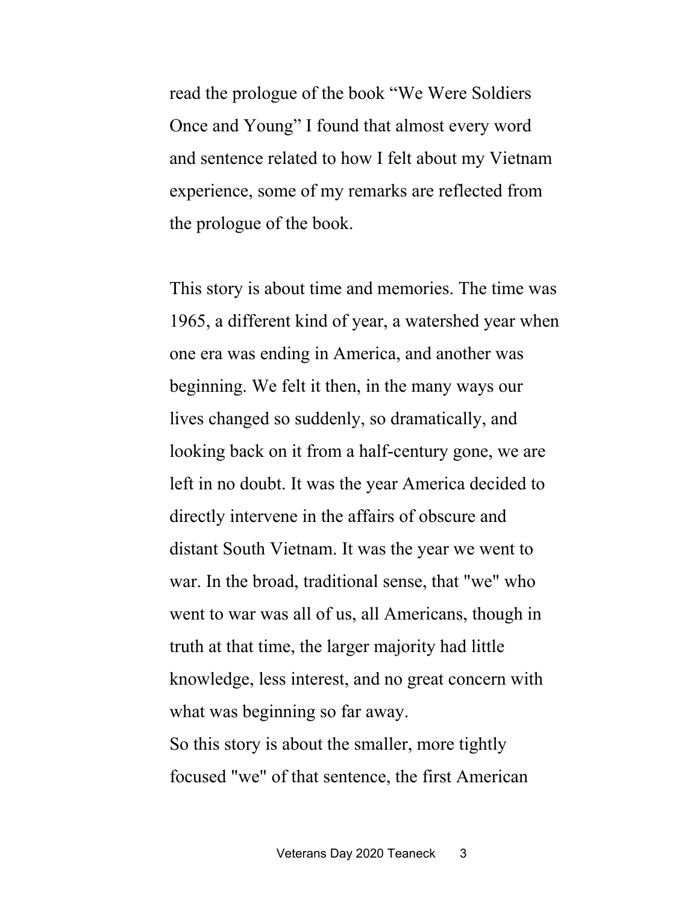read the prologue of the book "We Were Soldiers Once and Young" I found that almost every word and sentence related to how I felt about my Vietnam experience, some of my remarks are reflected from the prologue of the book.

This story is about time and memories. The time was 1965, a different kind of year, a watershed year when one era was ending in America, and another was beginning. We felt it then, in the many ways our lives changed so suddenly, so dramatically, and looking back on it from a half-century gone, we are left in no doubt. It was the year America decided to directly intervene in the affairs of obscure and distant South Vietnam. It was the year we went to war. In the broad, traditional sense, that "we" who went to war was all of us, all Americans, though in truth at that time, the larger majority had little knowledge, less interest, and no great concern with what was beginning so far away.

So this story is about the smaller, more tightly focused "we" of that sentence, the first American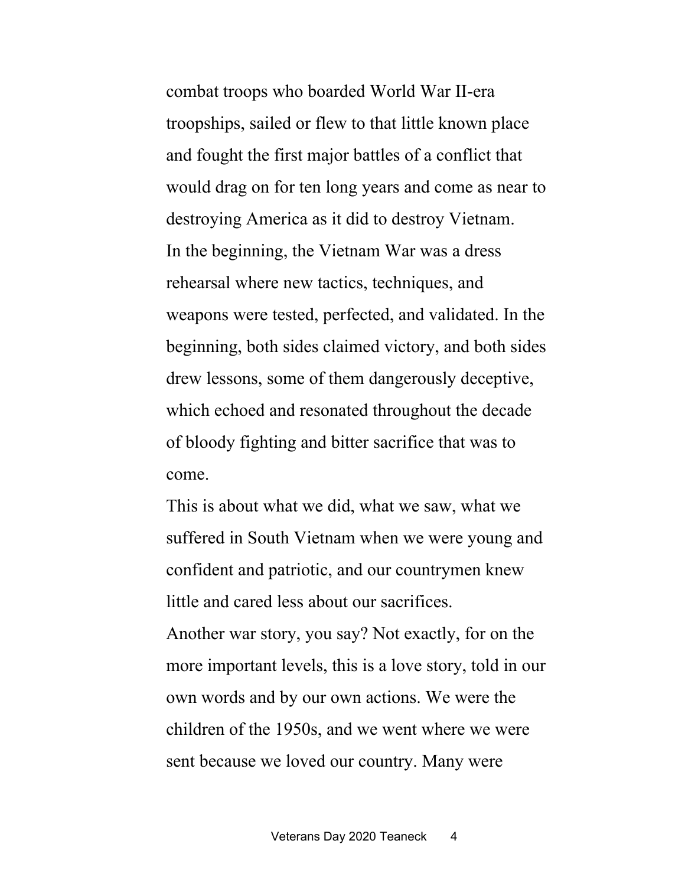combat troops who boarded World War II-era troopships, sailed or flew to that little known place and fought the first major battles of a conflict that would drag on for ten long years and come as near to destroying America as it did to destroy Vietnam.

In the beginning, the Vietnam War was a dress rehearsal where new tactics, techniques, and weapons were tested, perfected, and validated. In the beginning, both sides claimed victory, and both sides drew lessons, some of them dangerously deceptive, which echoed and resonated throughout the decade of bloody fighting and bitter sacrifice that was to come.

This is about what we did, what we saw, what we suffered in South Vietnam when we were young and confident and patriotic, and our countrymen knew little and cared less about our sacrifices.

Another war story, you say? Not exactly, for on the more important levels, this is a love story, told in our own words and by our own actions. We were the children of the 1950s, and we went where we were sent because we loved our country. Many were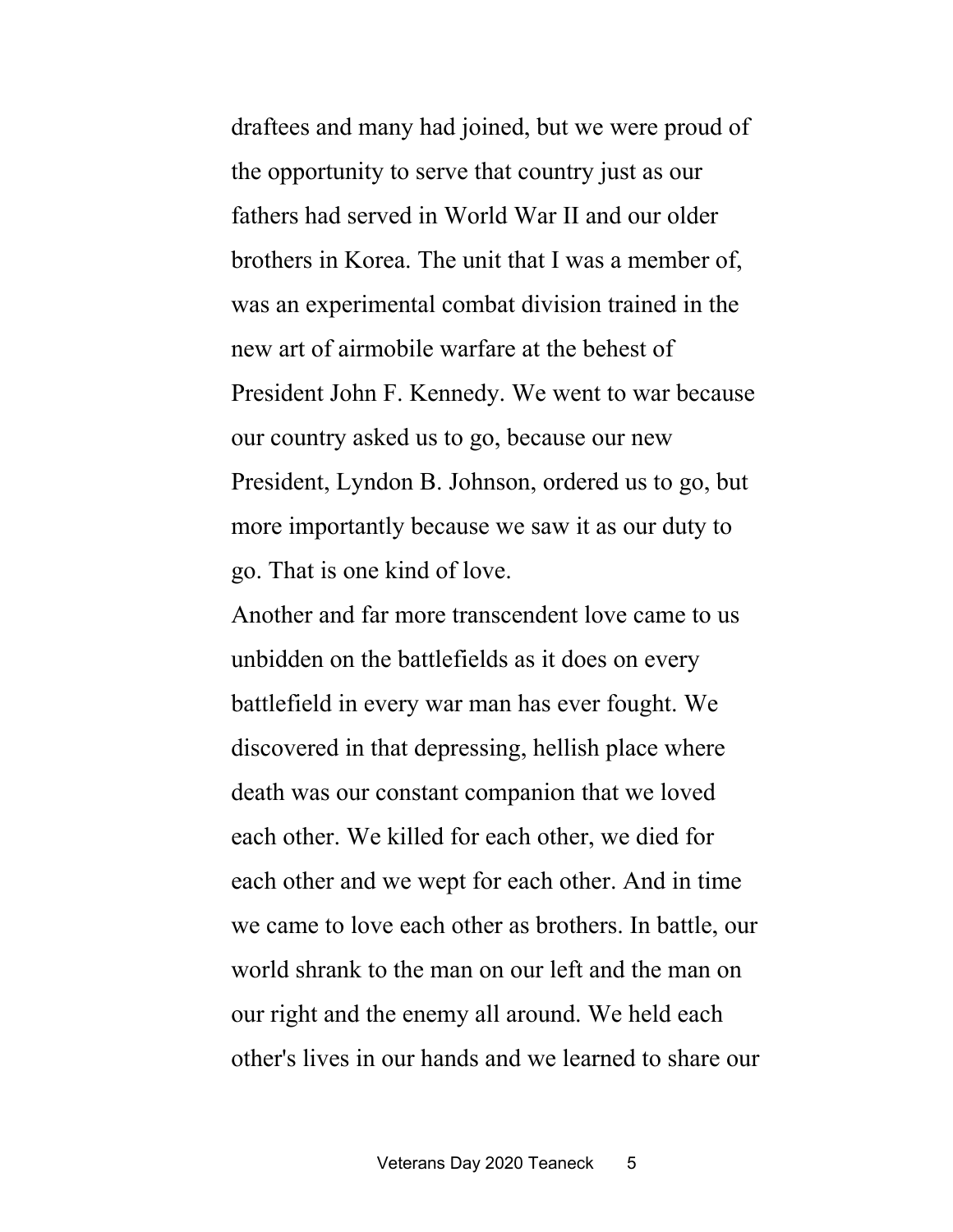draftees and many had joined, but we were proud of the opportunity to serve that country just as our fathers had served in World War II and our older brothers in Korea. The unit that I was a member of, was an experimental combat division trained in the new art of airmobile warfare at the behest of President John F. Kennedy. We went to war because our country asked us to go, because our new President, Lyndon B. Johnson, ordered us to go, but more importantly because we saw it as our duty to go. That is one kind of love.

Another and far more transcendent love came to us unbidden on the battlefields as it does on every battlefield in every war man has ever fought. We discovered in that depressing, hellish place where death was our constant companion that we loved each other. We killed for each other, we died for each other and we wept for each other. And in time we came to love each other as brothers. In battle, our world shrank to the man on our left and the man on our right and the enemy all around. We held each other's lives in our hands and we learned to share our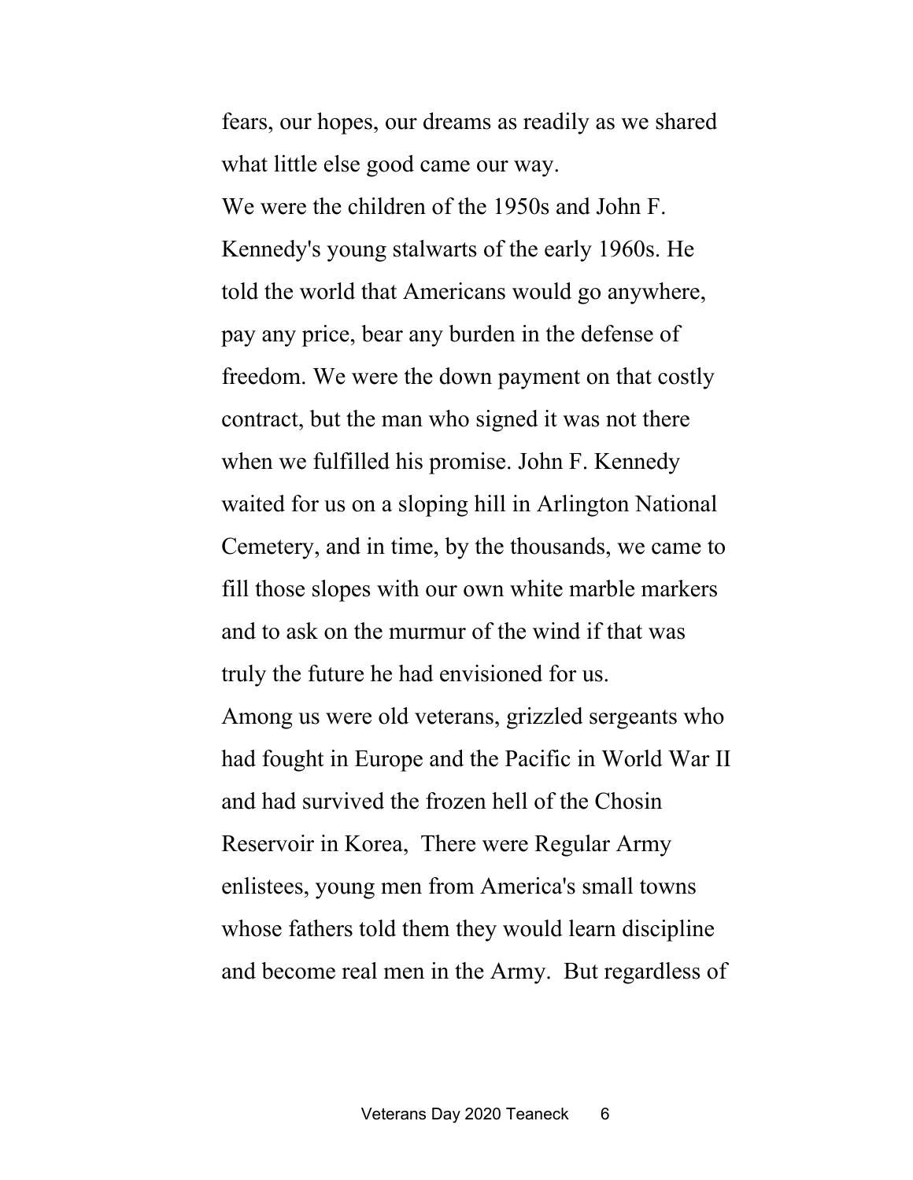fears, our hopes, our dreams as readily as we shared what little else good came our way.

We were the children of the 1950s and John F. Kennedy's young stalwarts of the early 1960s. He told the world that Americans would go anywhere, pay any price, bear any burden in the defense of freedom. We were the down payment on that costly contract, but the man who signed it was not there when we fulfilled his promise. John F. Kennedy waited for us on a sloping hill in Arlington National Cemetery, and in time, by the thousands, we came to fill those slopes with our own white marble markers and to ask on the murmur of the wind if that was truly the future he had envisioned for us.

Among us were old veterans, grizzled sergeants who had fought in Europe and the Pacific in World War II and had survived the frozen hell of the Chosin Reservoir in Korea, There were Regular Army enlistees, young men from America's small towns whose fathers told them they would learn discipline and become real men in the Army. But regardless of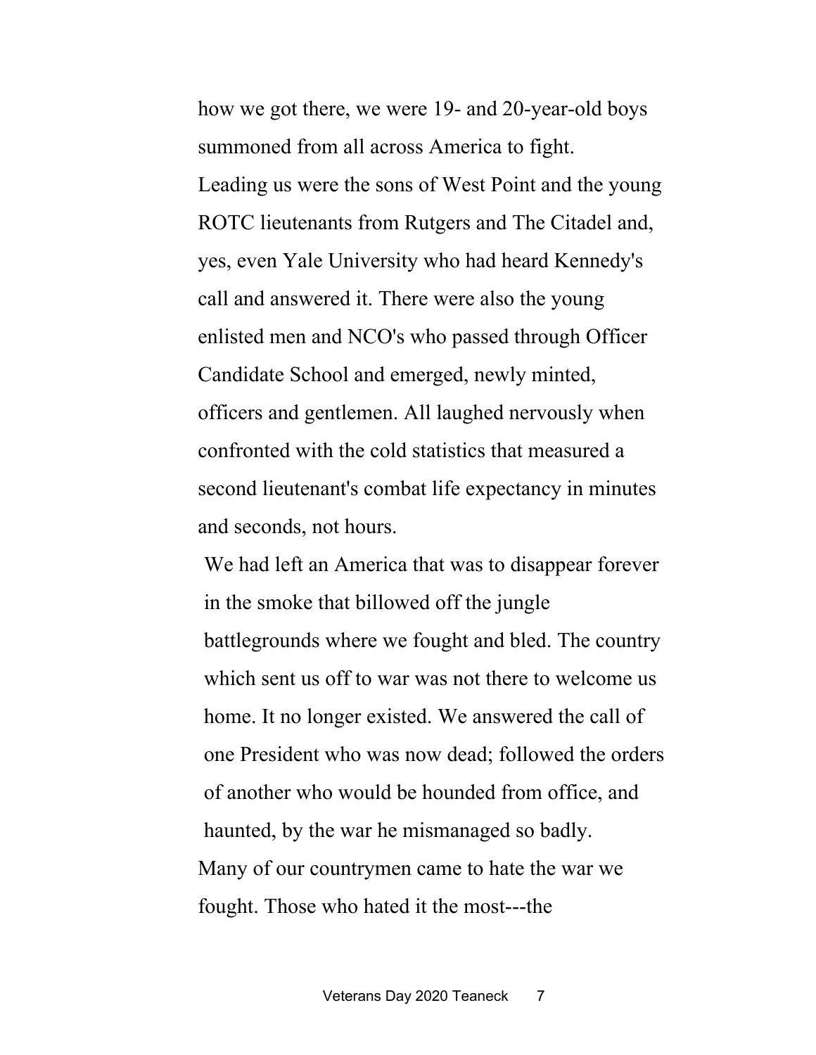how we got there, we were 19- and 20-year-old boys summoned from all across America to fight. Leading us were the sons of West Point and the young ROTC lieutenants from Rutgers and The Citadel and, yes, even Yale University who had heard Kennedy's call and answered it. There were also the young enlisted men and NCO's who passed through Officer Candidate School and emerged, newly minted, officers and gentlemen. All laughed nervously when confronted with the cold statistics that measured a second lieutenant's combat life expectancy in minutes and seconds, not hours.

We had left an America that was to disappear forever in the smoke that billowed off the jungle battlegrounds where we fought and bled. The country which sent us off to war was not there to welcome us home. It no longer existed. We answered the call of one President who was now dead; followed the orders of another who would be hounded from office, and haunted, by the war he mismanaged so badly.

Many of our countrymen came to hate the war we fought. Those who hated it the most---the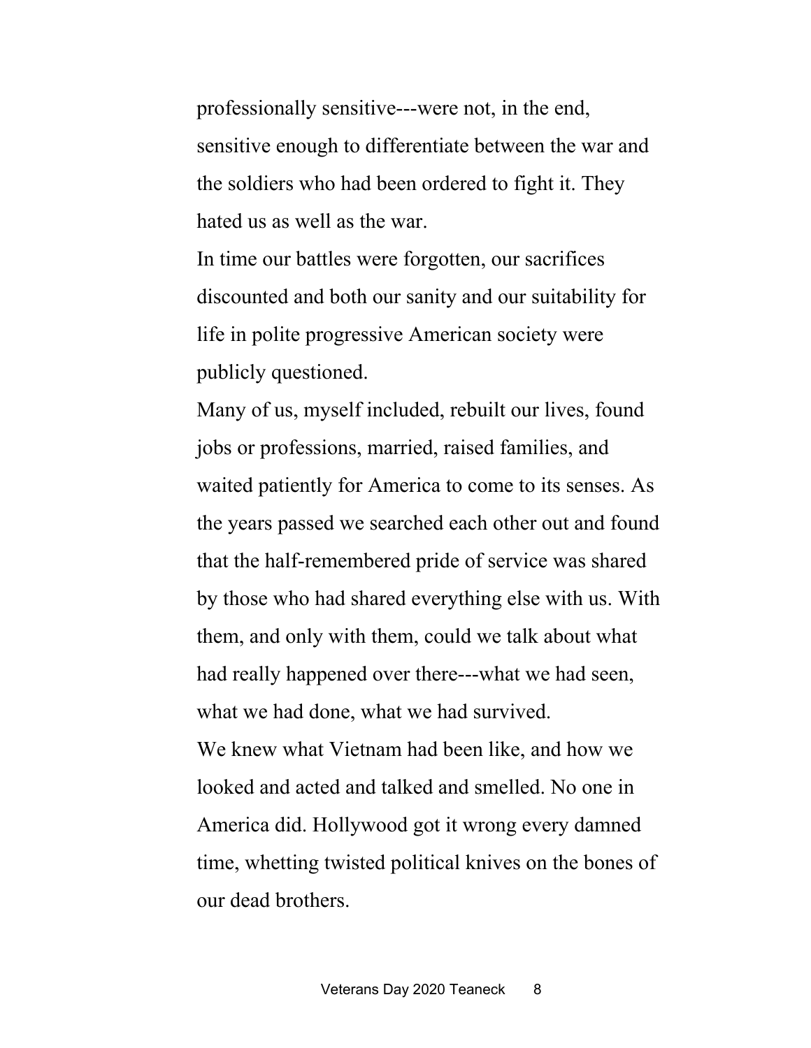professionally sensitive---were not, in the end, sensitive enough to differentiate between the war and the soldiers who had been ordered to fight it. They hated us as well as the war.

In time our battles were forgotten, our sacrifices discounted and both our sanity and our suitability for life in polite progressive American society were publicly questioned.

Many of us, myself included, rebuilt our lives, found jobs or professions, married, raised families, and waited patiently for America to come to its senses. As the years passed we searched each other out and found that the half-remembered pride of service was shared by those who had shared everything else with us. With them, and only with them, could we talk about what had really happened over there---what we had seen, what we had done, what we had survived.

We knew what Vietnam had been like, and how we looked and acted and talked and smelled. No one in America did. Hollywood got it wrong every damned time, whetting twisted political knives on the bones of our dead brothers.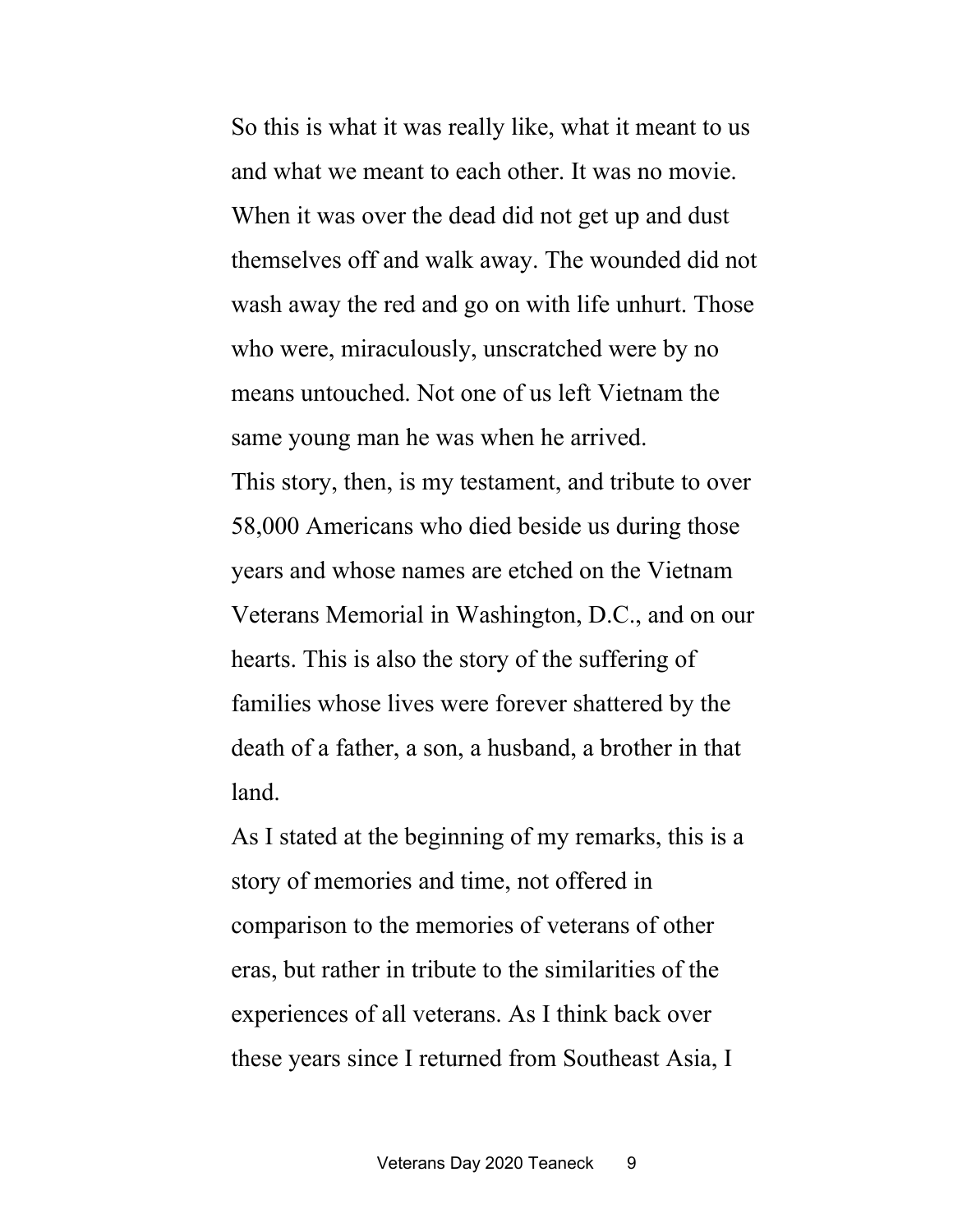So this is what it was really like, what it meant to us and what we meant to each other. It was no movie. When it was over the dead did not get up and dust themselves off and walk away. The wounded did not wash away the red and go on with life unhurt. Those who were, miraculously, unscratched were by no means untouched. Not one of us left Vietnam the same young man he was when he arrived.

This story, then, is my testament, and tribute to over 58,000 Americans who died beside us during those years and whose names are etched on the Vietnam Veterans Memorial in Washington, D.C., and on our hearts. This is also the story of the suffering of families whose lives were forever shattered by the death of a father, a son, a husband, a brother in that land.

As I stated at the beginning of my remarks, this is a story of memories and time, not offered in comparison to the memories of veterans of other eras, but rather in tribute to the similarities of the experiences of all veterans. As I think back over these years since I returned from Southeast Asia, I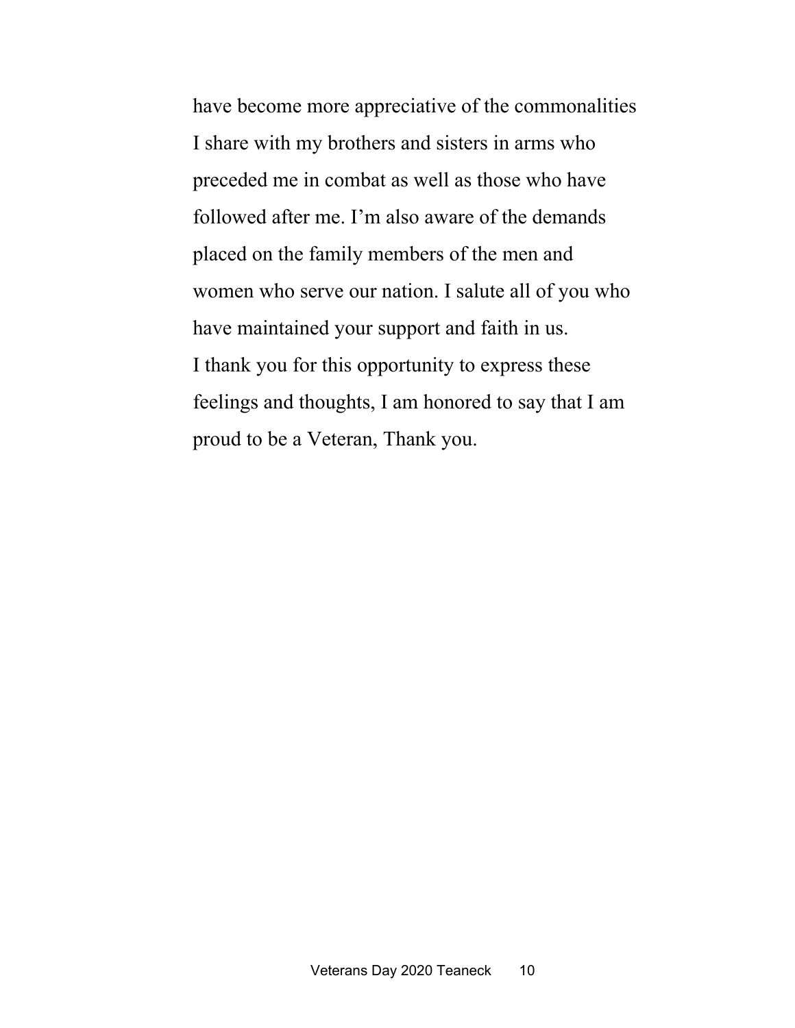have become more appreciative of the commonalities I share with my brothers and sisters in arms who preceded me in combat as well as those who have followed after me. I'm also aware of the demands placed on the family members of the men and women who serve our nation. I salute all of you who have maintained your support and faith in us.

I thank you for this opportunity to express these feelings and thoughts, I am honored to say that I am proud to be a Veteran, Thank you.